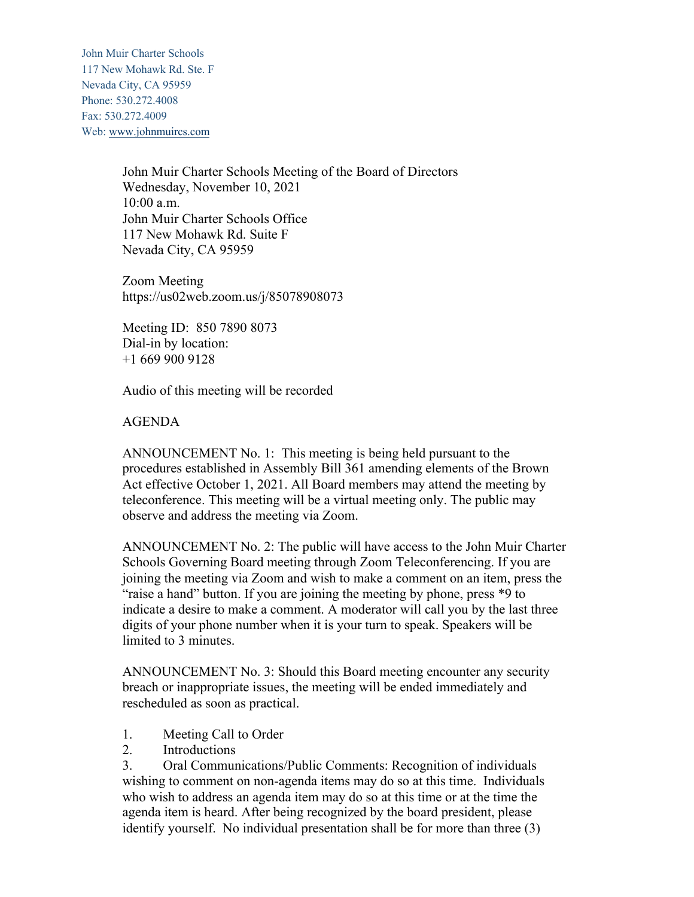John Muir Charter Schools
117 New Mohawk Rd. Ste. F
Nevada City, CA 95959
Phone: 530.272.4008
Fax: 530.272.4009
Web: www.johnmuircs.com

John Muir Charter Schools Meeting of the Board of Directors
Wednesday, November 10, 2021
10:00 a.m.
John Muir Charter Schools Office
117 New Mohawk Rd. Suite F
Nevada City, CA 95959

Zoom Meeting
https://us02web.zoom.us/j/85078908073

Meeting ID: 850 7890 8073
Dial-in by location:
+1 669 900 9128

Audio of this meeting will be recorded

AGENDA

ANNOUNCEMENT No. 1: This meeting is being held pursuant to the procedures established in Assembly Bill 361 amending elements of the Brown Act effective October 1, 2021. All Board members may attend the meeting by teleconference. This meeting will be a virtual meeting only. The public may observe and address the meeting via Zoom.

ANNOUNCEMENT No. 2: The public will have access to the John Muir Charter Schools Governing Board meeting through Zoom Teleconferencing. If you are joining the meeting via Zoom and wish to make a comment on an item, press the "raise a hand" button. If you are joining the meeting by phone, press *9 to indicate a desire to make a comment. A moderator will call you by the last three digits of your phone number when it is your turn to speak. Speakers will be limited to 3 minutes.

ANNOUNCEMENT No. 3: Should this Board meeting encounter any security breach or inappropriate issues, the meeting will be ended immediately and rescheduled as soon as practical.

1. Meeting Call to Order
2. Introductions
3. Oral Communications/Public Comments: Recognition of individuals wishing to comment on non-agenda items may do so at this time. Individuals who wish to address an agenda item may do so at this time or at the time the agenda item is heard. After being recognized by the board president, please identify yourself. No individual presentation shall be for more than three (3)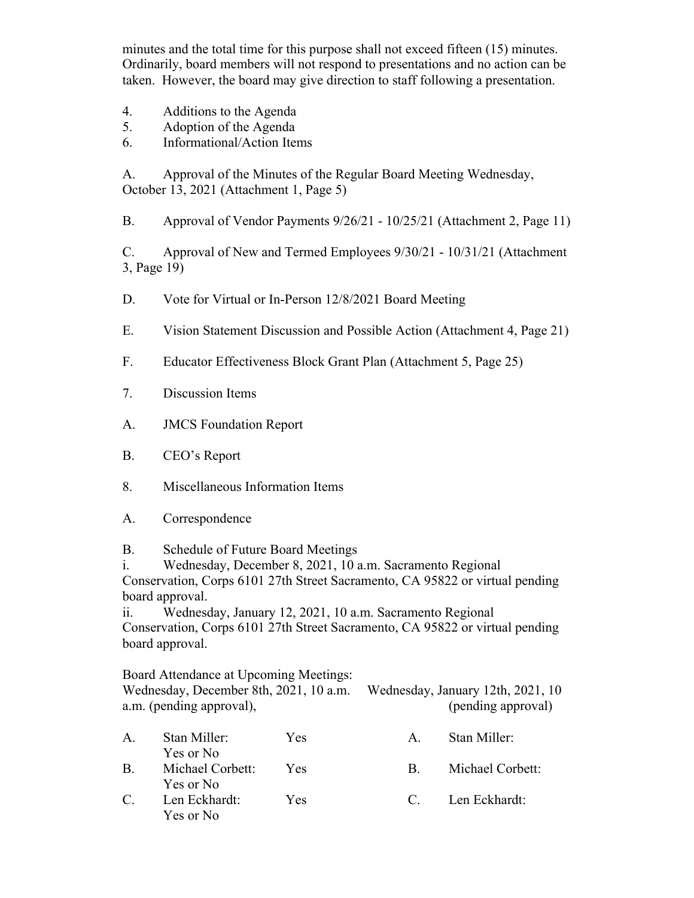minutes and the total time for this purpose shall not exceed fifteen (15) minutes. Ordinarily, board members will not respond to presentations and no action can be taken. However, the board may give direction to staff following a presentation.

4. Additions to the Agenda
5. Adoption of the Agenda
6. Informational/Action Items

A. Approval of the Minutes of the Regular Board Meeting Wednesday, October 13, 2021 (Attachment 1, Page 5)

B. Approval of Vendor Payments 9/26/21 - 10/25/21 (Attachment 2, Page 11)

C. Approval of New and Termed Employees 9/30/21 - 10/31/21 (Attachment 3, Page 19)

D. Vote for Virtual or In-Person 12/8/2021 Board Meeting

E. Vision Statement Discussion and Possible Action (Attachment 4, Page 21)

F. Educator Effectiveness Block Grant Plan (Attachment 5, Page 25)

7. Discussion Items

A. JMCS Foundation Report

B. CEO's Report

8. Miscellaneous Information Items

A. Correspondence

B. Schedule of Future Board Meetings

i. Wednesday, December 8, 2021, 10 a.m. Sacramento Regional Conservation, Corps 6101 27th Street Sacramento, CA 95822 or virtual pending board approval.

ii. Wednesday, January 12, 2021, 10 a.m. Sacramento Regional Conservation, Corps 6101 27th Street Sacramento, CA 95822 or virtual pending board approval.

Board Attendance at Upcoming Meetings:

| Wednesday, December 8th, 2021, 10 a.m. (pending approval), | | Wednesday, January 12th, 2021, 10 (pending approval) |
|---|---|---|
| A. Stan Miller: Yes or No | Yes | A. Stan Miller: |
| B. Michael Corbett: Yes or No | Yes | B. Michael Corbett: |
| C. Len Eckhardt: Yes or No | Yes | C. Len Eckhardt: |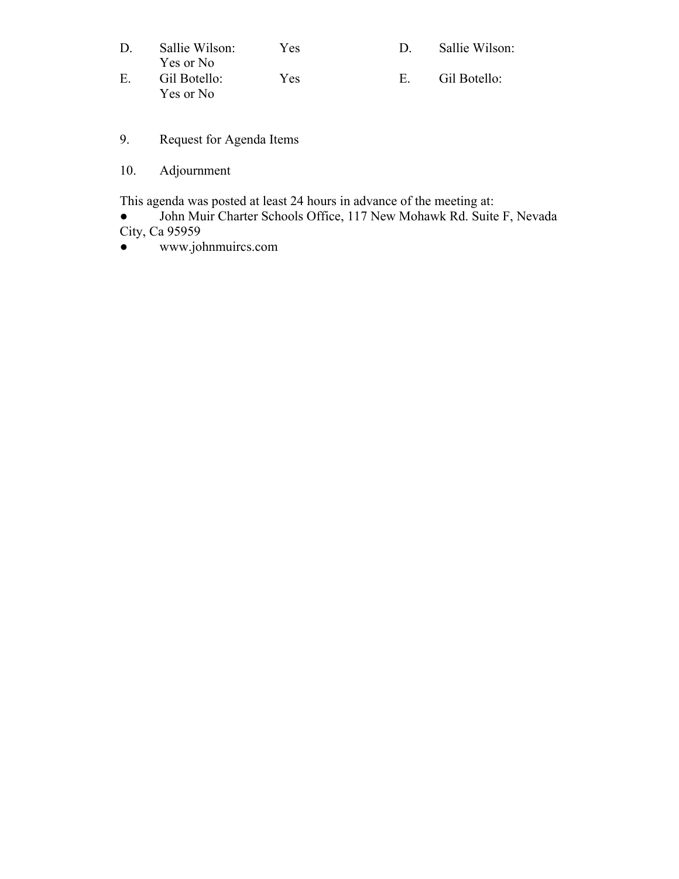| D. | Sallie Wilson: Yes or No | Yes | D. | Sallie Wilson: |
|---|---|---|---|---|
| E. | Gil Botello: Yes or No | Yes | E. | Gil Botello: |

9. Request for Agenda Items

10. Adjournment

This agenda was posted at least 24 hours in advance of the meeting at:

- John Muir Charter Schools Office, 117 New Mohawk Rd. Suite F, Nevada City, Ca 95959
- www.johnmuircs.com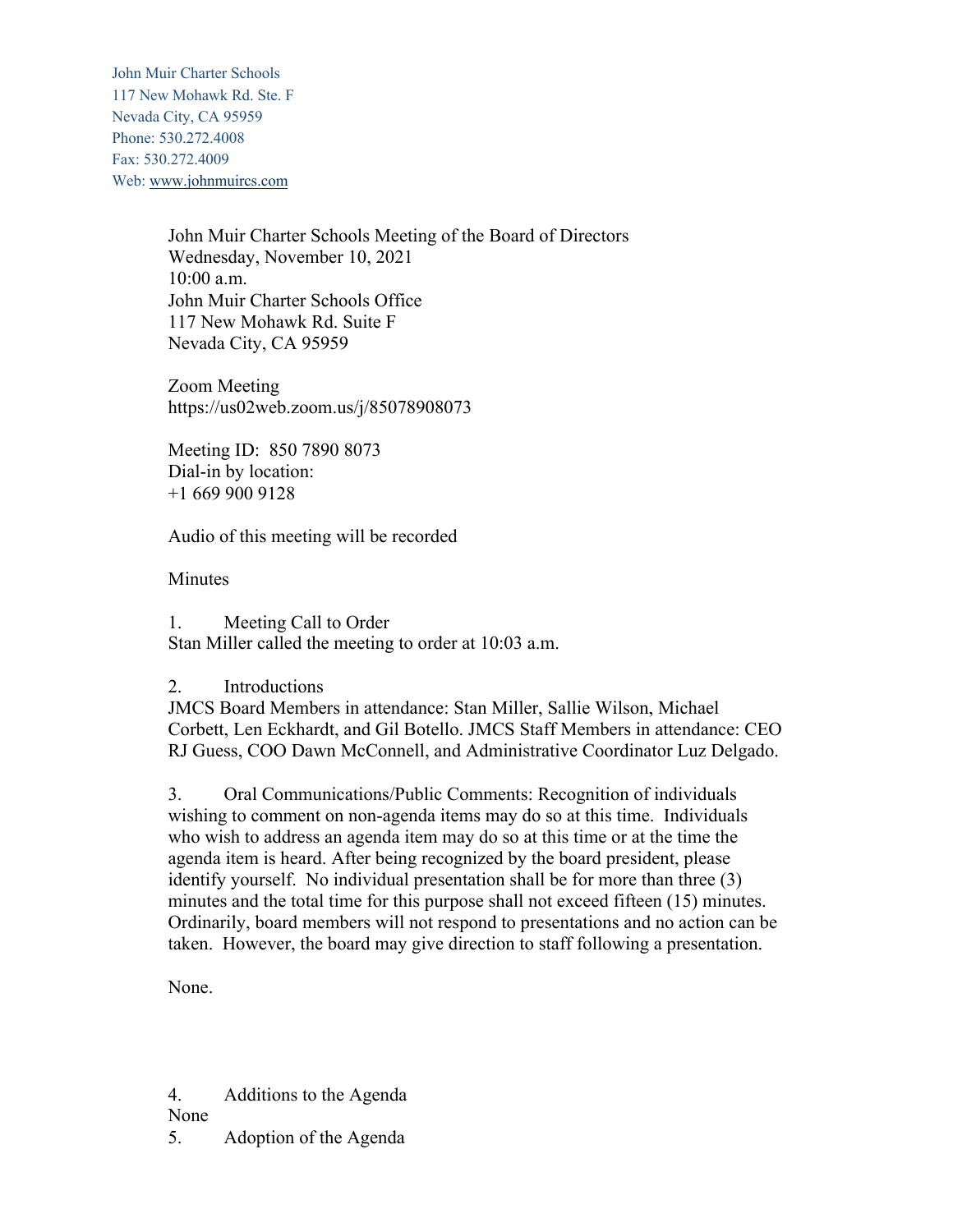John Muir Charter Schools
117 New Mohawk Rd. Ste. F
Nevada City, CA 95959
Phone: 530.272.4008
Fax: 530.272.4009
Web: www.johnmuircs.com

John Muir Charter Schools Meeting of the Board of Directors
Wednesday, November 10, 2021
10:00 a.m.
John Muir Charter Schools Office
117 New Mohawk Rd. Suite F
Nevada City, CA 95959

Zoom Meeting
https://us02web.zoom.us/j/85078908073

Meeting ID: 850 7890 8073
Dial-in by location:
+1 669 900 9128

Audio of this meeting will be recorded

Minutes

1. Meeting Call to Order

Stan Miller called the meeting to order at 10:03 a.m.

2. Introductions

JMCS Board Members in attendance: Stan Miller, Sallie Wilson, Michael Corbett, Len Eckhardt, and Gil Botello. JMCS Staff Members in attendance: CEO RJ Guess, COO Dawn McConnell, and Administrative Coordinator Luz Delgado.

3. Oral Communications/Public Comments: Recognition of individuals wishing to comment on non-agenda items may do so at this time. Individuals who wish to address an agenda item may do so at this time or at the time the agenda item is heard. After being recognized by the board president, please identify yourself. No individual presentation shall be for more than three (3) minutes and the total time for this purpose shall not exceed fifteen (15) minutes. Ordinarily, board members will not respond to presentations and no action can be taken. However, the board may give direction to staff following a presentation.

None.

4. Additions to the Agenda

None

5. Adoption of the Agenda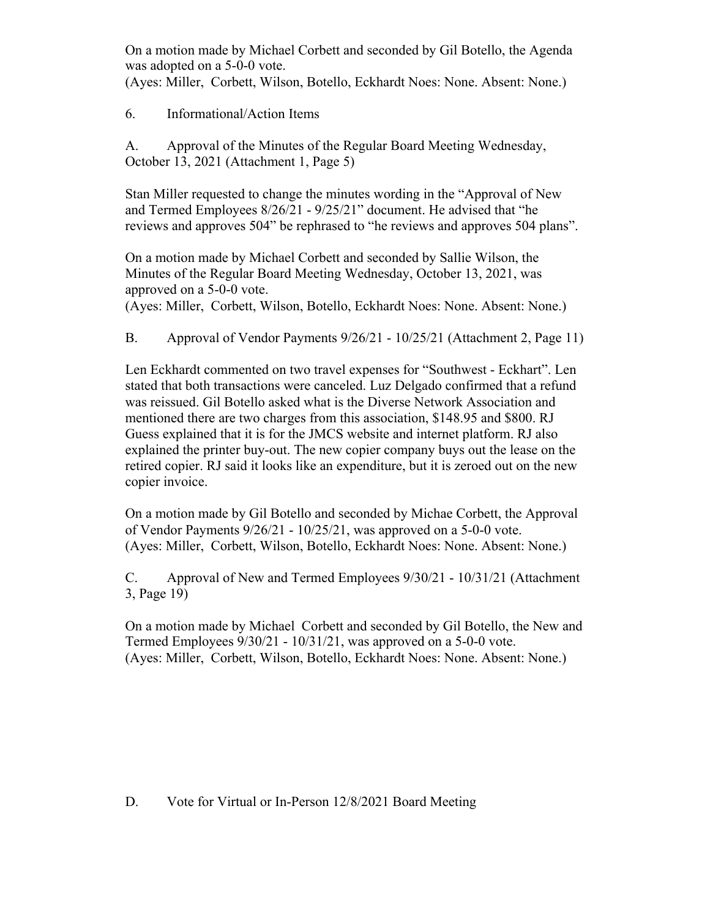On a motion made by Michael Corbett and seconded by Gil Botello, the Agenda was adopted on a 5-0-0 vote.
(Ayes: Miller, Corbett, Wilson, Botello, Eckhardt Noes: None. Absent: None.)

6. Informational/Action Items

A. Approval of the Minutes of the Regular Board Meeting Wednesday, October 13, 2021 (Attachment 1, Page 5)

Stan Miller requested to change the minutes wording in the "Approval of New and Termed Employees 8/26/21 - 9/25/21" document. He advised that "he reviews and approves 504" be rephrased to "he reviews and approves 504 plans".

On a motion made by Michael Corbett and seconded by Sallie Wilson, the Minutes of the Regular Board Meeting Wednesday, October 13, 2021, was approved on a 5-0-0 vote.
(Ayes: Miller, Corbett, Wilson, Botello, Eckhardt Noes: None. Absent: None.)

B. Approval of Vendor Payments 9/26/21 - 10/25/21 (Attachment 2, Page 11)

Len Eckhardt commented on two travel expenses for "Southwest - Eckhart". Len stated that both transactions were canceled. Luz Delgado confirmed that a refund was reissued. Gil Botello asked what is the Diverse Network Association and mentioned there are two charges from this association, $148.95 and $800. RJ Guess explained that it is for the JMCS website and internet platform. RJ also explained the printer buy-out. The new copier company buys out the lease on the retired copier. RJ said it looks like an expenditure, but it is zeroed out on the new copier invoice.

On a motion made by Gil Botello and seconded by Michae Corbett, the Approval of Vendor Payments 9/26/21 - 10/25/21, was approved on a 5-0-0 vote.
(Ayes: Miller, Corbett, Wilson, Botello, Eckhardt Noes: None. Absent: None.)

C. Approval of New and Termed Employees 9/30/21 - 10/31/21 (Attachment 3, Page 19)

On a motion made by Michael Corbett and seconded by Gil Botello, the New and Termed Employees 9/30/21 - 10/31/21, was approved on a 5-0-0 vote.
(Ayes: Miller, Corbett, Wilson, Botello, Eckhardt Noes: None. Absent: None.)

D. Vote for Virtual or In-Person 12/8/2021 Board Meeting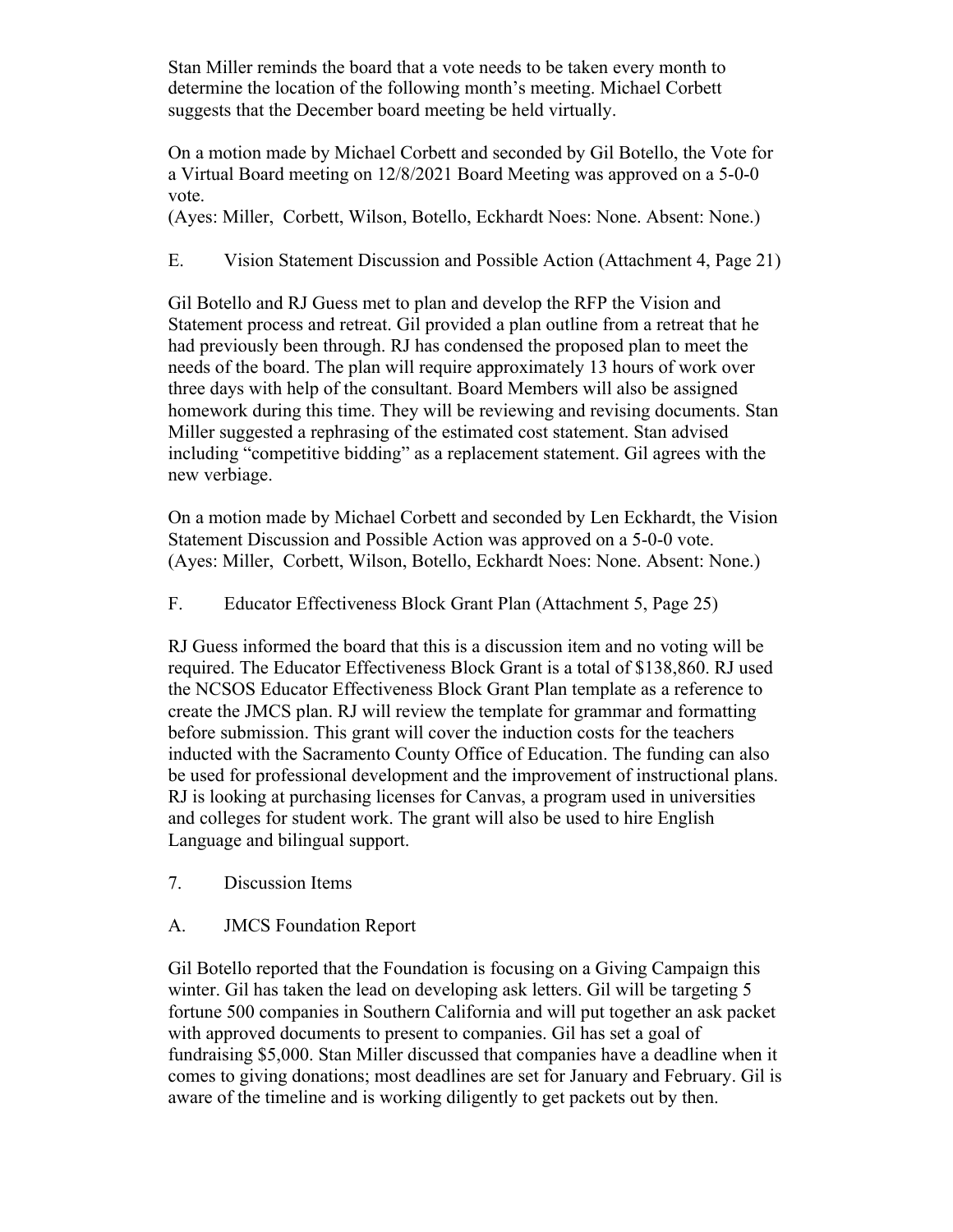Stan Miller reminds the board that a vote needs to be taken every month to determine the location of the following month's meeting. Michael Corbett suggests that the December board meeting be held virtually.

On a motion made by Michael Corbett and seconded by Gil Botello, the Vote for a Virtual Board meeting on 12/8/2021 Board Meeting was approved on a 5-0-0 vote.
(Ayes: Miller, Corbett, Wilson, Botello, Eckhardt Noes: None. Absent: None.)

E. Vision Statement Discussion and Possible Action (Attachment 4, Page 21)

Gil Botello and RJ Guess met to plan and develop the RFP the Vision and Statement process and retreat. Gil provided a plan outline from a retreat that he had previously been through. RJ has condensed the proposed plan to meet the needs of the board. The plan will require approximately 13 hours of work over three days with help of the consultant. Board Members will also be assigned homework during this time. They will be reviewing and revising documents. Stan Miller suggested a rephrasing of the estimated cost statement. Stan advised including "competitive bidding" as a replacement statement. Gil agrees with the new verbiage.

On a motion made by Michael Corbett and seconded by Len Eckhardt, the Vision Statement Discussion and Possible Action was approved on a 5-0-0 vote.
(Ayes: Miller, Corbett, Wilson, Botello, Eckhardt Noes: None. Absent: None.)

F. Educator Effectiveness Block Grant Plan (Attachment 5, Page 25)

RJ Guess informed the board that this is a discussion item and no voting will be required. The Educator Effectiveness Block Grant is a total of $138,860. RJ used the NCSOS Educator Effectiveness Block Grant Plan template as a reference to create the JMCS plan. RJ will review the template for grammar and formatting before submission. This grant will cover the induction costs for the teachers inducted with the Sacramento County Office of Education. The funding can also be used for professional development and the improvement of instructional plans. RJ is looking at purchasing licenses for Canvas, a program used in universities and colleges for student work. The grant will also be used to hire English Language and bilingual support.

7. Discussion Items

A. JMCS Foundation Report

Gil Botello reported that the Foundation is focusing on a Giving Campaign this winter. Gil has taken the lead on developing ask letters. Gil will be targeting 5 fortune 500 companies in Southern California and will put together an ask packet with approved documents to present to companies. Gil has set a goal of fundraising $5,000. Stan Miller discussed that companies have a deadline when it comes to giving donations; most deadlines are set for January and February. Gil is aware of the timeline and is working diligently to get packets out by then.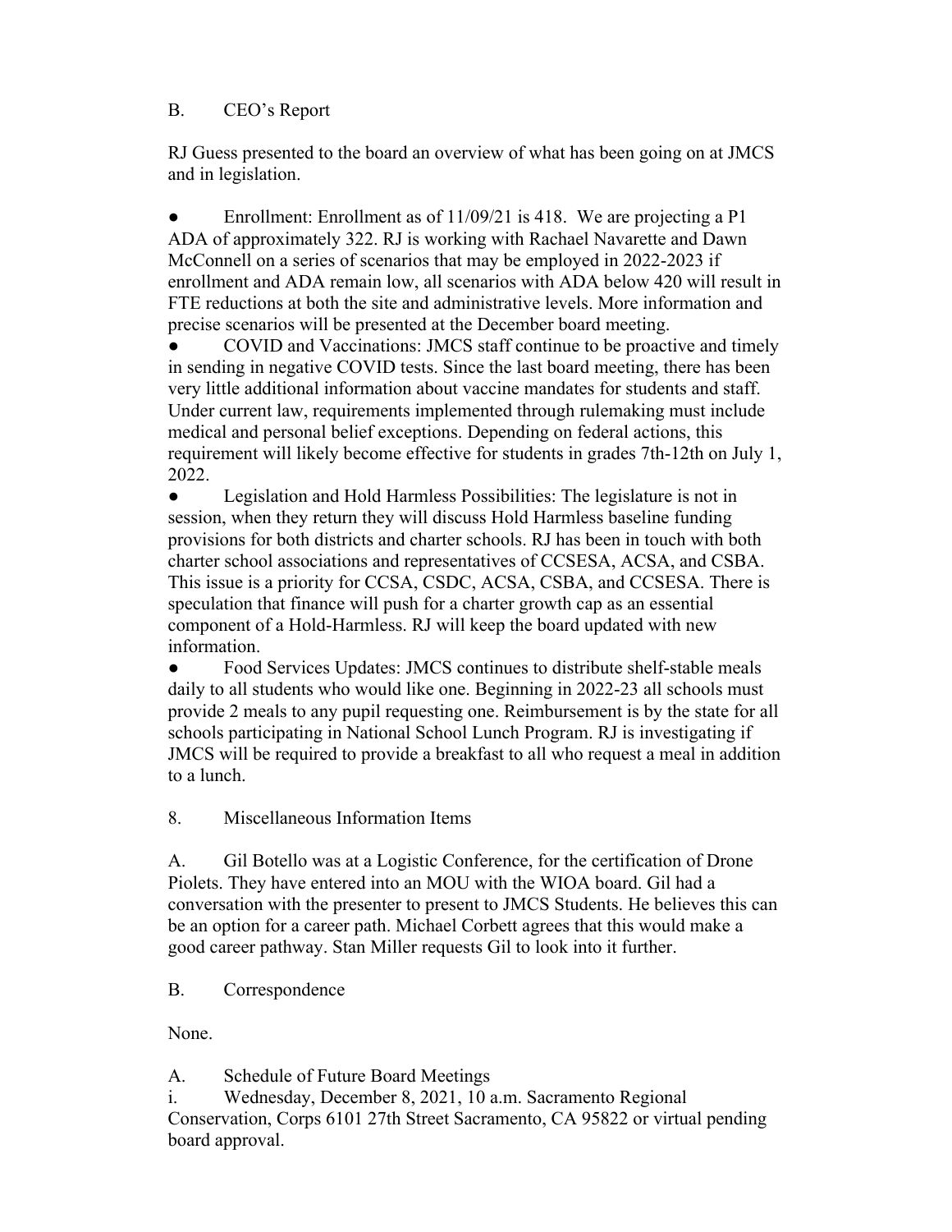B. CEO's Report

RJ Guess presented to the board an overview of what has been going on at JMCS and in legislation.

- Enrollment: Enrollment as of 11/09/21 is 418. We are projecting a P1 ADA of approximately 322. RJ is working with Rachael Navarette and Dawn McConnell on a series of scenarios that may be employed in 2022-2023 if enrollment and ADA remain low, all scenarios with ADA below 420 will result in FTE reductions at both the site and administrative levels. More information and precise scenarios will be presented at the December board meeting.
- COVID and Vaccinations: JMCS staff continue to be proactive and timely in sending in negative COVID tests. Since the last board meeting, there has been very little additional information about vaccine mandates for students and staff. Under current law, requirements implemented through rulemaking must include medical and personal belief exceptions. Depending on federal actions, this requirement will likely become effective for students in grades 7th-12th on July 1, 2022.
- Legislation and Hold Harmless Possibilities: The legislature is not in session, when they return they will discuss Hold Harmless baseline funding provisions for both districts and charter schools. RJ has been in touch with both charter school associations and representatives of CCSESA, ACSA, and CSBA. This issue is a priority for CCSA, CSDC, ACSA, CSBA, and CCSESA. There is speculation that finance will push for a charter growth cap as an essential component of a Hold-Harmless. RJ will keep the board updated with new information.
- Food Services Updates: JMCS continues to distribute shelf-stable meals daily to all students who would like one. Beginning in 2022-23 all schools must provide 2 meals to any pupil requesting one. Reimbursement is by the state for all schools participating in National School Lunch Program. RJ is investigating if JMCS will be required to provide a breakfast to all who request a meal in addition to a lunch.

8. Miscellaneous Information Items

A. Gil Botello was at a Logistic Conference, for the certification of Drone Piolets. They have entered into an MOU with the WIOA board. Gil had a conversation with the presenter to present to JMCS Students. He believes this can be an option for a career path. Michael Corbett agrees that this would make a good career pathway. Stan Miller requests Gil to look into it further.

B. Correspondence

None.

A. Schedule of Future Board Meetings

i. Wednesday, December 8, 2021, 10 a.m. Sacramento Regional Conservation, Corps 6101 27th Street Sacramento, CA 95822 or virtual pending board approval.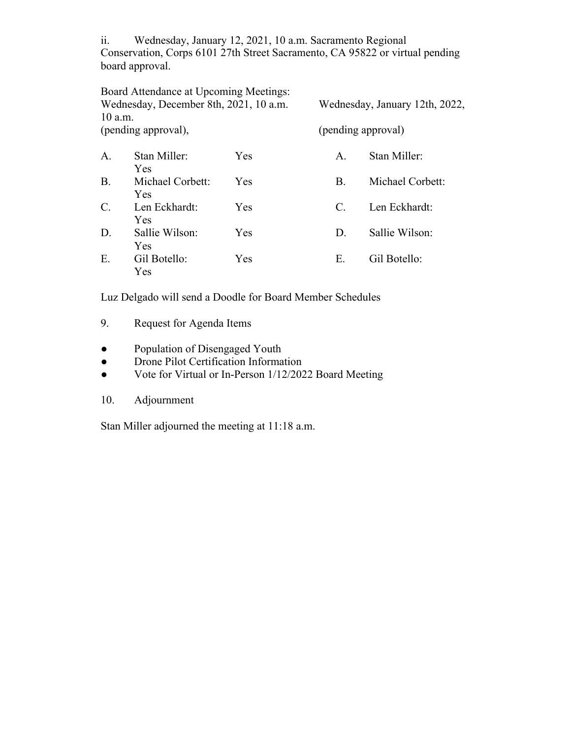ii. Wednesday, January 12, 2021, 10 a.m. Sacramento Regional Conservation, Corps 6101 27th Street Sacramento, CA 95822 or virtual pending board approval.

Board Attendance at Upcoming Meetings:

| Wednesday, December 8th, 2021, 10 a.m. (pending approval), | | | Wednesday, January 12th, 2022, 10 a.m. (pending approval) | |
|---|---|---|---|---|
| A. | Stan Miller: Yes | Yes | A. | Stan Miller: |
| B. | Michael Corbett: Yes | Yes | B. | Michael Corbett: |
| C. | Len Eckhardt: Yes | Yes | C. | Len Eckhardt: |
| D. | Sallie Wilson: Yes | Yes | D. | Sallie Wilson: |
| E. | Gil Botello: Yes | Yes | E. | Gil Botello: |

Luz Delgado will send a Doodle for Board Member Schedules

9. Request for Agenda Items

- Population of Disengaged Youth
- Drone Pilot Certification Information
- Vote for Virtual or In-Person 1/12/2022 Board Meeting

10. Adjournment

Stan Miller adjourned the meeting at 11:18 a.m.